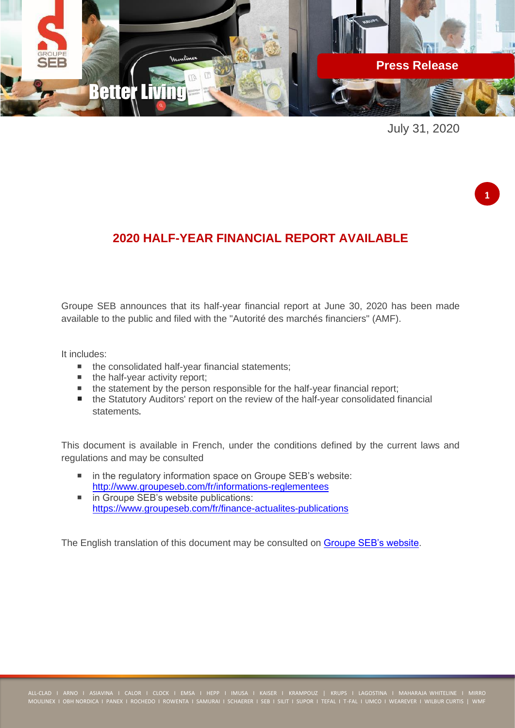Press Release

July 31, 2020

## 2020 HALF-YEAR FINANCIAL REPORT AVAILABLE

Groupe SEB announces that its half-year financial report at June 30, 2020 has been made available to the public and filed with the "Autorité des marchés financiers" (AMF).

It includes:

- the consolidated half-year financial statements;
- the half-year activity report;
- the statement by the person responsible for the half-year financial report;
- the Statutory Auditors' report on the review of the half-year consolidated financial statements.

This document is available in French, under the conditions defined by the current laws and regulations and may be consulted

- in the regulatory information space on Groupe SEB's website: http://www.groupeseb.com/fr/informations-reglementees
- in Groupe SEB's website publications: https://www.groupeseb.com/fr/finance-actualites-publications

The English translation of this document may be consulted on Groupe SEB's website.

ALL-CLAD I ARNO I ASIAVINA I CALOR I CLOCK I EMSA I HEPP I IMUSA I KAISER I KRAMPOUZ | KRUPS I LAGOSTINA I MAHARAJA WHITELINE I MIRRO
MOULINEX I OBH NORDICA I PANEX I ROCHEDO I ROWENTA I SAMURAI I SCHAERER I SEB I SILIT I SUPOR I TEFAL I T-FAL I UMCO I WEAREVER I WILBUR CURTIS | WMF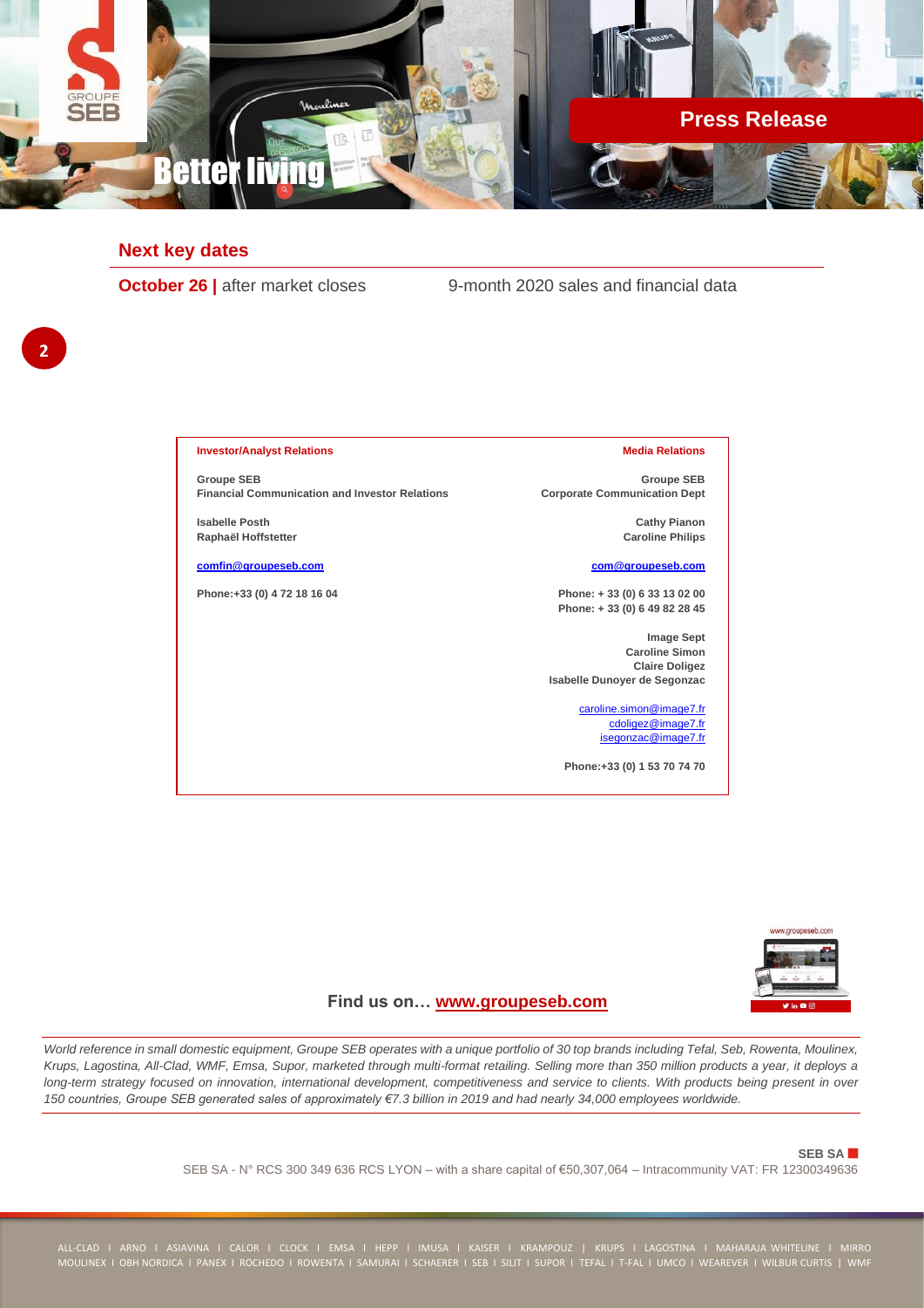## Next key dates

**October 26 |** after market closes 9-month 2020 sales and financial data

| | |
|---|---|
| **Investor/Analyst Relations** | **Media Relations** |
| **Groupe SEB**<br>**Financial Communication and Investor Relations** | **Groupe SEB**<br>**Corporate Communication Dept** |
| **Isabelle Posth**<br>**Raphaël Hoffstetter** | **Cathy Pianon**<br>**Caroline Philips** |
| **comfin@groupeseb.com** | **com@groupeseb.com** |
| **Phone:+33 (0) 4 72 18 16 04** | **Phone: + 33 (0) 6 33 13 02 00**<br>**Phone: + 33 (0) 6 49 82 28 45** |
| | **Image Sept**<br>**Caroline Simon**<br>**Claire Doligez**<br>**Isabelle Dunoyer de Segonzac** |
| | caroline.simon@image7.fr<br>cdoligez@image7.fr<br>isegonzac@image7.fr |
| | **Phone:+33 (0) 1 53 70 74 70** |

**Find us on… www.groupeseb.com**

*World reference in small domestic equipment, Groupe SEB operates with a unique portfolio of 30 top brands including Tefal, Seb, Rowenta, Moulinex, Krups, Lagostina, All-Clad, WMF, Emsa, Supor, marketed through multi-format retailing. Selling more than 350 million products a year, it deploys a long-term strategy focused on innovation, international development, competitiveness and service to clients. With products being present in over 150 countries, Groupe SEB generated sales of approximately €7.3 billion in 2019 and had nearly 34,000 employees worldwide.*

**SEB SA**

SEB SA - N° RCS 300 349 636 RCS LYON – with a share capital of €50,307,064 – Intracommunity VAT: FR 12300349636

ALL-CLAD I ARNO I ASIAVINA I CALOR I CLOCK I EMSA I HEPP I IMUSA I KAISER I KRAMPOUZ | KRUPS I LAGOSTINA I MAHARAJA WHITELINE I MIRRO MOULINEX I OBH NORDICA I PANEX I ROCHEDO I ROWENTA I SAMURAI I SCHAERER I SEB I SILIT I SUPOR I TEFAL I T-FAL I UMCO I WEAREVER I WILBUR CURTIS | WMF